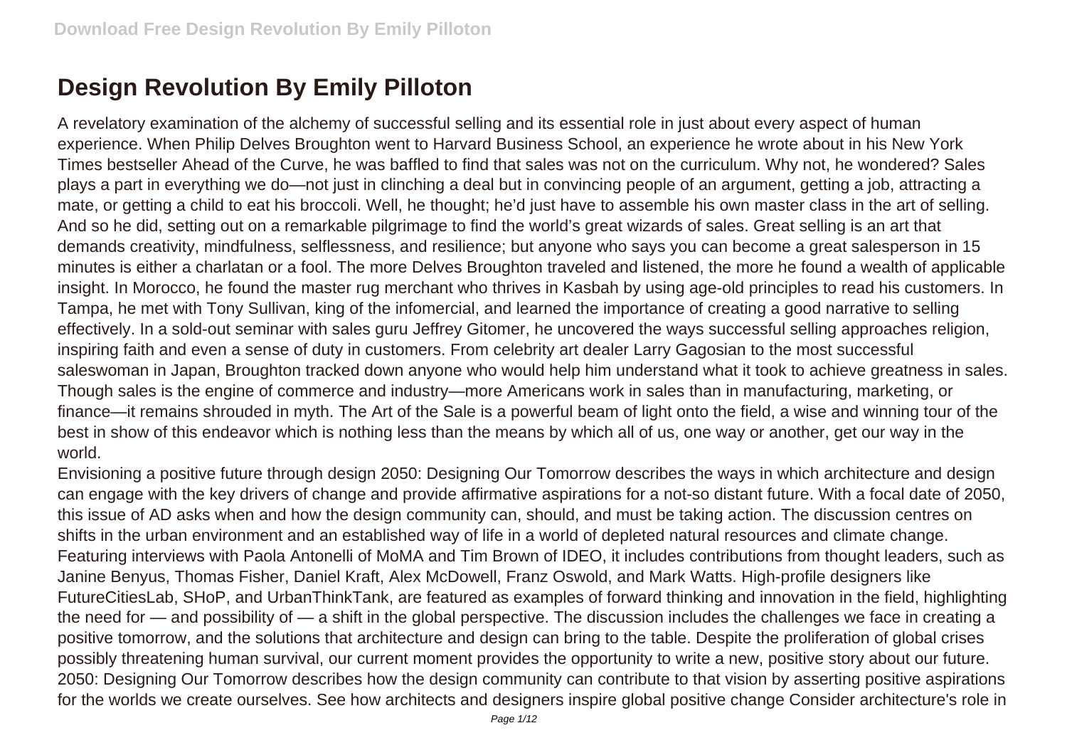# Design Revolution By Emily Pilloton

A revelatory examination of the alchemy of successful selling and its essential role in just about every aspect of human experience. When Philip Delves Broughton went to Harvard Business School, an experience he wrote about in his New York Times bestseller Ahead of the Curve, he was baffled to find that sales was not on the curriculum. Why not, he wondered? Sales plays a part in everything we do—not just in clinching a deal but in convincing people of an argument, getting a job, attracting a mate, or getting a child to eat his broccoli. Well, he thought; he'd just have to assemble his own master class in the art of selling. And so he did, setting out on a remarkable pilgrimage to find the world's great wizards of sales. Great selling is an art that demands creativity, mindfulness, selflessness, and resilience; but anyone who says you can become a great salesperson in 15 minutes is either a charlatan or a fool. The more Delves Broughton traveled and listened, the more he found a wealth of applicable insight. In Morocco, he found the master rug merchant who thrives in Kasbah by using age-old principles to read his customers. In Tampa, he met with Tony Sullivan, king of the infomercial, and learned the importance of creating a good narrative to selling effectively. In a sold-out seminar with sales guru Jeffrey Gitomer, he uncovered the ways successful selling approaches religion, inspiring faith and even a sense of duty in customers. From celebrity art dealer Larry Gagosian to the most successful saleswoman in Japan, Broughton tracked down anyone who would help him understand what it took to achieve greatness in sales. Though sales is the engine of commerce and industry—more Americans work in sales than in manufacturing, marketing, or finance—it remains shrouded in myth. The Art of the Sale is a powerful beam of light onto the field, a wise and winning tour of the best in show of this endeavor which is nothing less than the means by which all of us, one way or another, get our way in the world.

Envisioning a positive future through design 2050: Designing Our Tomorrow describes the ways in which architecture and design can engage with the key drivers of change and provide affirmative aspirations for a not-so distant future. With a focal date of 2050, this issue of AD asks when and how the design community can, should, and must be taking action. The discussion centres on shifts in the urban environment and an established way of life in a world of depleted natural resources and climate change. Featuring interviews with Paola Antonelli of MoMA and Tim Brown of IDEO, it includes contributions from thought leaders, such as Janine Benyus, Thomas Fisher, Daniel Kraft, Alex McDowell, Franz Oswold, and Mark Watts. High-profile designers like FutureCitiesLab, SHoP, and UrbanThinkTank, are featured as examples of forward thinking and innovation in the field, highlighting the need for — and possibility of — a shift in the global perspective. The discussion includes the challenges we face in creating a positive tomorrow, and the solutions that architecture and design can bring to the table. Despite the proliferation of global crises possibly threatening human survival, our current moment provides the opportunity to write a new, positive story about our future. 2050: Designing Our Tomorrow describes how the design community can contribute to that vision by asserting positive aspirations for the worlds we create ourselves. See how architects and designers inspire global positive change Consider architecture's role in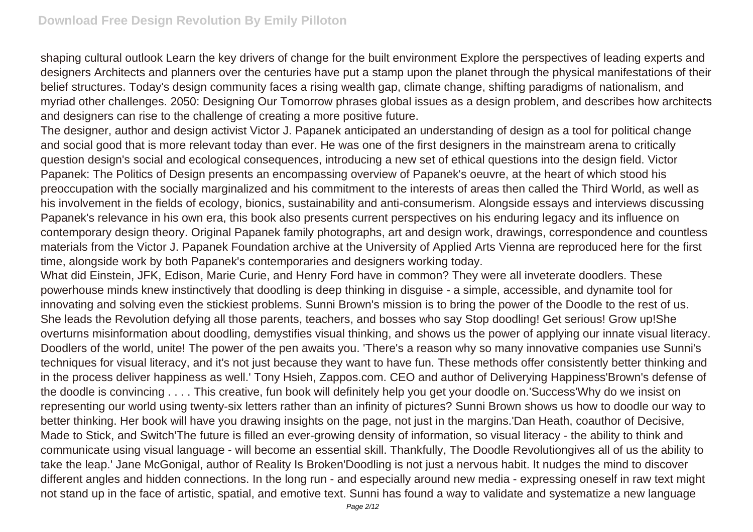shaping cultural outlook Learn the key drivers of change for the built environment Explore the perspectives of leading experts and designers Architects and planners over the centuries have put a stamp upon the planet through the physical manifestations of their belief structures. Today's design community faces a rising wealth gap, climate change, shifting paradigms of nationalism, and myriad other challenges. 2050: Designing Our Tomorrow phrases global issues as a design problem, and describes how architects and designers can rise to the challenge of creating a more positive future.

The designer, author and design activist Victor J. Papanek anticipated an understanding of design as a tool for political change and social good that is more relevant today than ever. He was one of the first designers in the mainstream arena to critically question design's social and ecological consequences, introducing a new set of ethical questions into the design field. Victor Papanek: The Politics of Design presents an encompassing overview of Papanek's oeuvre, at the heart of which stood his preoccupation with the socially marginalized and his commitment to the interests of areas then called the Third World, as well as his involvement in the fields of ecology, bionics, sustainability and anti-consumerism. Alongside essays and interviews discussing Papanek's relevance in his own era, this book also presents current perspectives on his enduring legacy and its influence on contemporary design theory. Original Papanek family photographs, art and design work, drawings, correspondence and countless materials from the Victor J. Papanek Foundation archive at the University of Applied Arts Vienna are reproduced here for the first time, alongside work by both Papanek's contemporaries and designers working today.

What did Einstein, JFK, Edison, Marie Curie, and Henry Ford have in common? They were all inveterate doodlers. These powerhouse minds knew instinctively that doodling is deep thinking in disguise - a simple, accessible, and dynamite tool for innovating and solving even the stickiest problems. Sunni Brown's mission is to bring the power of the Doodle to the rest of us. She leads the Revolution defying all those parents, teachers, and bosses who say Stop doodling! Get serious! Grow up!She overturns misinformation about doodling, demystifies visual thinking, and shows us the power of applying our innate visual literacy. Doodlers of the world, unite! The power of the pen awaits you. 'There's a reason why so many innovative companies use Sunni's techniques for visual literacy, and it's not just because they want to have fun. These methods offer consistently better thinking and in the process deliver happiness as well.' Tony Hsieh, Zappos.com. CEO and author of Deliverying Happiness'Brown's defense of the doodle is convincing . . . . This creative, fun book will definitely help you get your doodle on.'Success'Why do we insist on representing our world using twenty-six letters rather than an infinity of pictures? Sunni Brown shows us how to doodle our way to better thinking. Her book will have you drawing insights on the page, not just in the margins.'Dan Heath, coauthor of Decisive, Made to Stick, and Switch'The future is filled an ever-growing density of information, so visual literacy - the ability to think and communicate using visual language - will become an essential skill. Thankfully, The Doodle Revolutiongives all of us the ability to take the leap.' Jane McGonigal, author of Reality Is Broken'Doodling is not just a nervous habit. It nudges the mind to discover different angles and hidden connections. In the long run - and especially around new media - expressing oneself in raw text might not stand up in the face of artistic, spatial, and emotive text. Sunni has found a way to validate and systematize a new language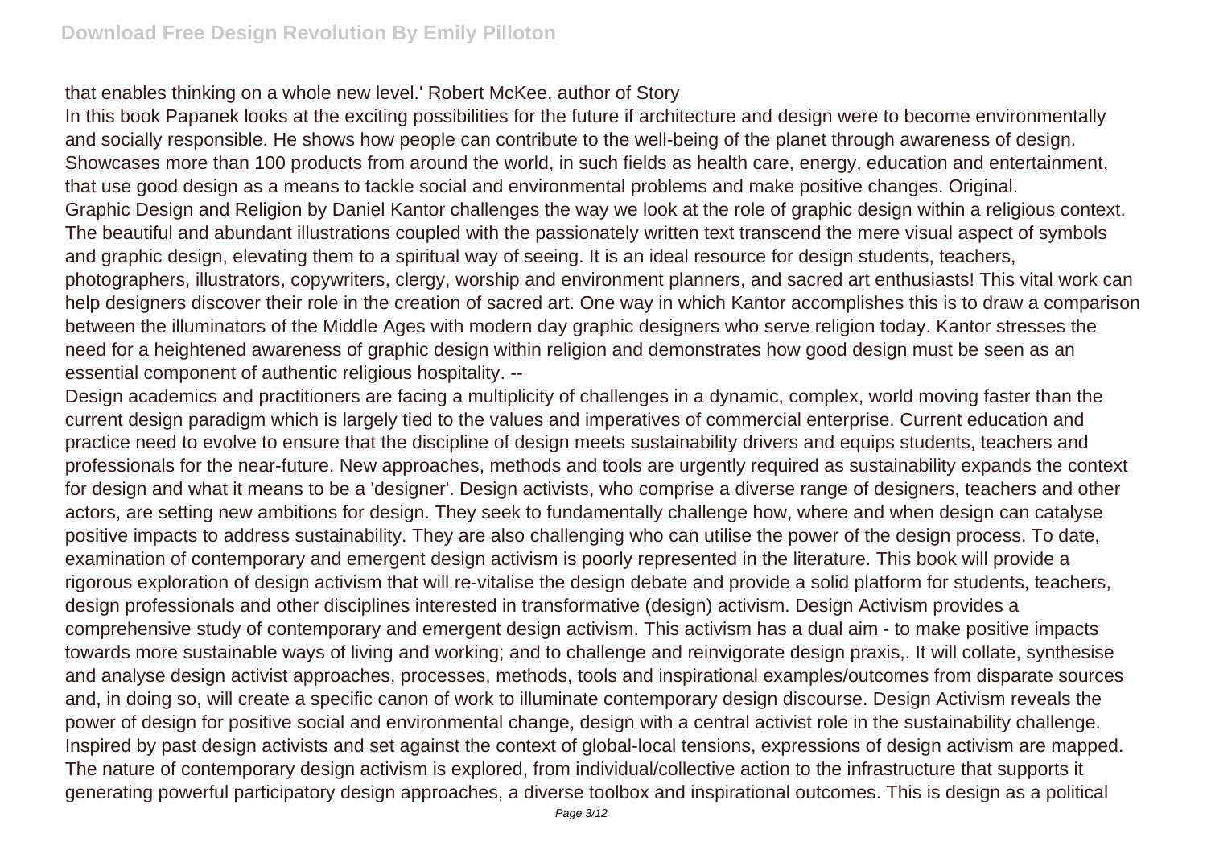that enables thinking on a whole new level.' Robert McKee, author of Story

In this book Papanek looks at the exciting possibilities for the future if architecture and design were to become environmentally and socially responsible. He shows how people can contribute to the well-being of the planet through awareness of design.

Showcases more than 100 products from around the world, in such fields as health care, energy, education and entertainment, that use good design as a means to tackle social and environmental problems and make positive changes. Original.

Graphic Design and Religion by Daniel Kantor challenges the way we look at the role of graphic design within a religious context. The beautiful and abundant illustrations coupled with the passionately written text transcend the mere visual aspect of symbols and graphic design, elevating them to a spiritual way of seeing. It is an ideal resource for design students, teachers, photographers, illustrators, copywriters, clergy, worship and environment planners, and sacred art enthusiasts! This vital work can help designers discover their role in the creation of sacred art. One way in which Kantor accomplishes this is to draw a comparison between the illuminators of the Middle Ages with modern day graphic designers who serve religion today. Kantor stresses the need for a heightened awareness of graphic design within religion and demonstrates how good design must be seen as an essential component of authentic religious hospitality. --

Design academics and practitioners are facing a multiplicity of challenges in a dynamic, complex, world moving faster than the current design paradigm which is largely tied to the values and imperatives of commercial enterprise. Current education and practice need to evolve to ensure that the discipline of design meets sustainability drivers and equips students, teachers and professionals for the near-future. New approaches, methods and tools are urgently required as sustainability expands the context for design and what it means to be a 'designer'. Design activists, who comprise a diverse range of designers, teachers and other actors, are setting new ambitions for design. They seek to fundamentally challenge how, where and when design can catalyse positive impacts to address sustainability. They are also challenging who can utilise the power of the design process. To date, examination of contemporary and emergent design activism is poorly represented in the literature. This book will provide a rigorous exploration of design activism that will re-vitalise the design debate and provide a solid platform for students, teachers, design professionals and other disciplines interested in transformative (design) activism. Design Activism provides a comprehensive study of contemporary and emergent design activism. This activism has a dual aim - to make positive impacts towards more sustainable ways of living and working; and to challenge and reinvigorate design praxis,. It will collate, synthesise and analyse design activist approaches, processes, methods, tools and inspirational examples/outcomes from disparate sources and, in doing so, will create a specific canon of work to illuminate contemporary design discourse. Design Activism reveals the power of design for positive social and environmental change, design with a central activist role in the sustainability challenge. Inspired by past design activists and set against the context of global-local tensions, expressions of design activism are mapped. The nature of contemporary design activism is explored, from individual/collective action to the infrastructure that supports it generating powerful participatory design approaches, a diverse toolbox and inspirational outcomes. This is design as a political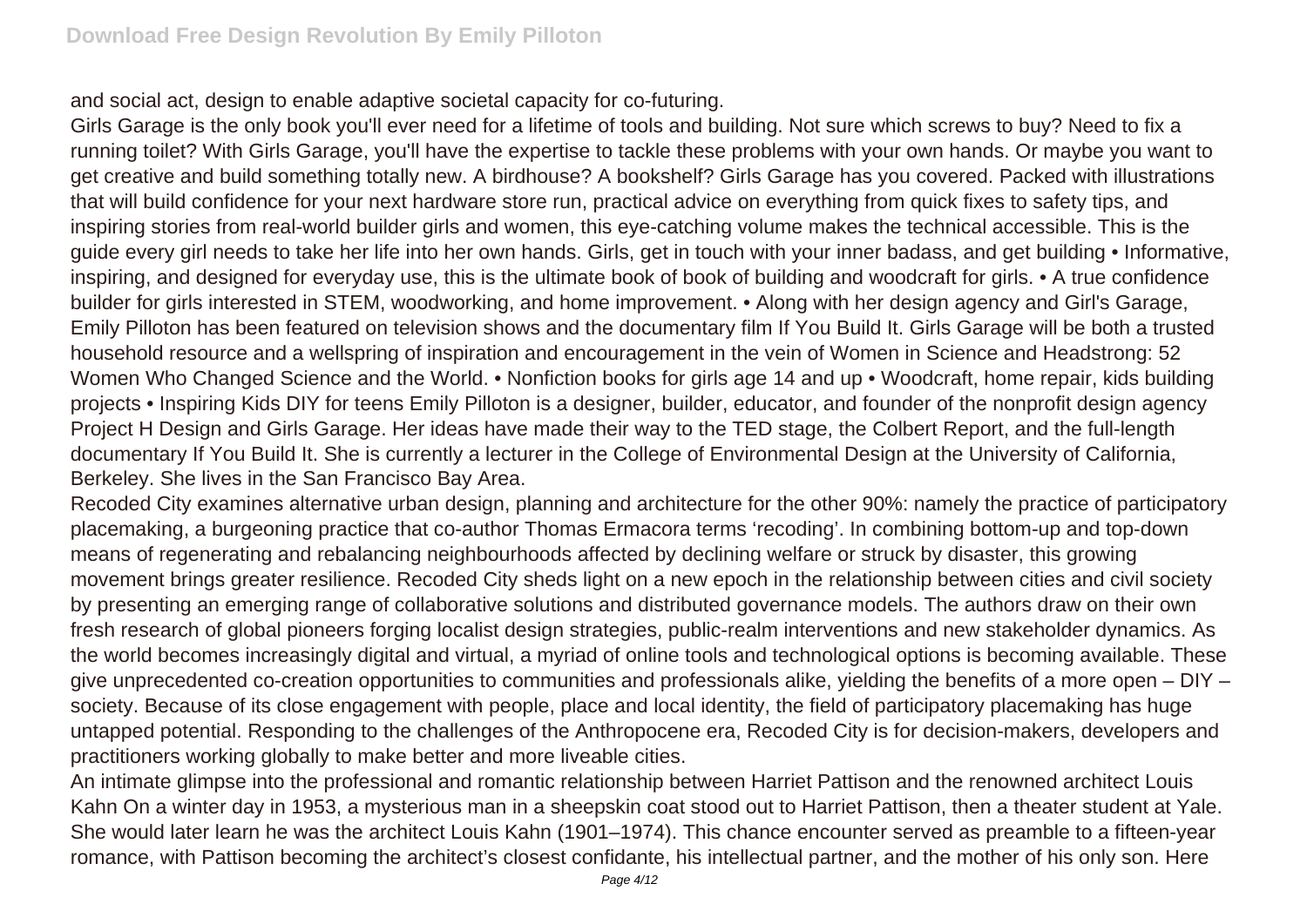and social act, design to enable adaptive societal capacity for co-futuring.

Girls Garage is the only book you'll ever need for a lifetime of tools and building. Not sure which screws to buy? Need to fix a running toilet? With Girls Garage, you'll have the expertise to tackle these problems with your own hands. Or maybe you want to get creative and build something totally new. A birdhouse? A bookshelf? Girls Garage has you covered. Packed with illustrations that will build confidence for your next hardware store run, practical advice on everything from quick fixes to safety tips, and inspiring stories from real-world builder girls and women, this eye-catching volume makes the technical accessible. This is the guide every girl needs to take her life into her own hands. Girls, get in touch with your inner badass, and get building • Informative, inspiring, and designed for everyday use, this is the ultimate book of book of building and woodcraft for girls. • A true confidence builder for girls interested in STEM, woodworking, and home improvement. • Along with her design agency and Girl's Garage, Emily Pilloton has been featured on television shows and the documentary film If You Build It. Girls Garage will be both a trusted household resource and a wellspring of inspiration and encouragement in the vein of Women in Science and Headstrong: 52 Women Who Changed Science and the World. • Nonfiction books for girls age 14 and up • Woodcraft, home repair, kids building projects • Inspiring Kids DIY for teens Emily Pilloton is a designer, builder, educator, and founder of the nonprofit design agency Project H Design and Girls Garage. Her ideas have made their way to the TED stage, the Colbert Report, and the full-length documentary If You Build It. She is currently a lecturer in the College of Environmental Design at the University of California, Berkeley. She lives in the San Francisco Bay Area.

Recoded City examines alternative urban design, planning and architecture for the other 90%: namely the practice of participatory placemaking, a burgeoning practice that co-author Thomas Ermacora terms 'recoding'. In combining bottom-up and top-down means of regenerating and rebalancing neighbourhoods affected by declining welfare or struck by disaster, this growing movement brings greater resilience. Recoded City sheds light on a new epoch in the relationship between cities and civil society by presenting an emerging range of collaborative solutions and distributed governance models. The authors draw on their own fresh research of global pioneers forging localist design strategies, public-realm interventions and new stakeholder dynamics. As the world becomes increasingly digital and virtual, a myriad of online tools and technological options is becoming available. These give unprecedented co-creation opportunities to communities and professionals alike, yielding the benefits of a more open – DIY – society. Because of its close engagement with people, place and local identity, the field of participatory placemaking has huge untapped potential. Responding to the challenges of the Anthropocene era, Recoded City is for decision-makers, developers and practitioners working globally to make better and more liveable cities.

An intimate glimpse into the professional and romantic relationship between Harriet Pattison and the renowned architect Louis Kahn On a winter day in 1953, a mysterious man in a sheepskin coat stood out to Harriet Pattison, then a theater student at Yale. She would later learn he was the architect Louis Kahn (1901–1974). This chance encounter served as preamble to a fifteen-year romance, with Pattison becoming the architect's closest confidante, his intellectual partner, and the mother of his only son. Here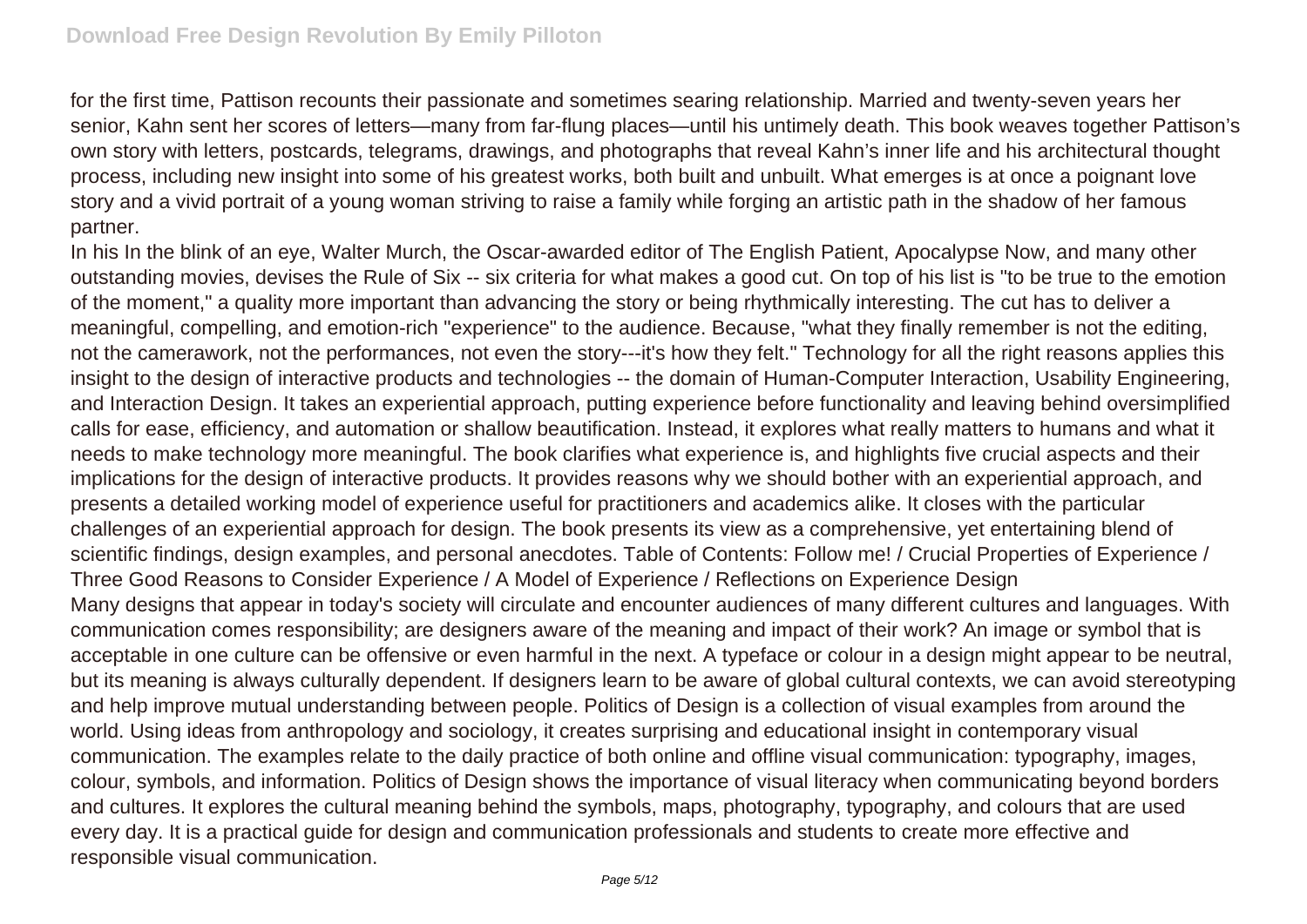for the first time, Pattison recounts their passionate and sometimes searing relationship. Married and twenty-seven years her senior, Kahn sent her scores of letters—many from far-flung places—until his untimely death. This book weaves together Pattison's own story with letters, postcards, telegrams, drawings, and photographs that reveal Kahn's inner life and his architectural thought process, including new insight into some of his greatest works, both built and unbuilt. What emerges is at once a poignant love story and a vivid portrait of a young woman striving to raise a family while forging an artistic path in the shadow of her famous partner.

In his In the blink of an eye, Walter Murch, the Oscar-awarded editor of The English Patient, Apocalypse Now, and many other outstanding movies, devises the Rule of Six -- six criteria for what makes a good cut. On top of his list is "to be true to the emotion of the moment," a quality more important than advancing the story or being rhythmically interesting. The cut has to deliver a meaningful, compelling, and emotion-rich "experience" to the audience. Because, "what they finally remember is not the editing, not the camerawork, not the performances, not even the story---it's how they felt." Technology for all the right reasons applies this insight to the design of interactive products and technologies -- the domain of Human-Computer Interaction, Usability Engineering, and Interaction Design. It takes an experiential approach, putting experience before functionality and leaving behind oversimplified calls for ease, efficiency, and automation or shallow beautification. Instead, it explores what really matters to humans and what it needs to make technology more meaningful. The book clarifies what experience is, and highlights five crucial aspects and their implications for the design of interactive products. It provides reasons why we should bother with an experiential approach, and presents a detailed working model of experience useful for practitioners and academics alike. It closes with the particular challenges of an experiential approach for design. The book presents its view as a comprehensive, yet entertaining blend of scientific findings, design examples, and personal anecdotes. Table of Contents: Follow me! / Crucial Properties of Experience / Three Good Reasons to Consider Experience / A Model of Experience / Reflections on Experience Design

Many designs that appear in today's society will circulate and encounter audiences of many different cultures and languages. With communication comes responsibility; are designers aware of the meaning and impact of their work? An image or symbol that is acceptable in one culture can be offensive or even harmful in the next. A typeface or colour in a design might appear to be neutral, but its meaning is always culturally dependent. If designers learn to be aware of global cultural contexts, we can avoid stereotyping and help improve mutual understanding between people. Politics of Design is a collection of visual examples from around the world. Using ideas from anthropology and sociology, it creates surprising and educational insight in contemporary visual communication. The examples relate to the daily practice of both online and offline visual communication: typography, images, colour, symbols, and information. Politics of Design shows the importance of visual literacy when communicating beyond borders and cultures. It explores the cultural meaning behind the symbols, maps, photography, typography, and colours that are used every day. It is a practical guide for design and communication professionals and students to create more effective and responsible visual communication.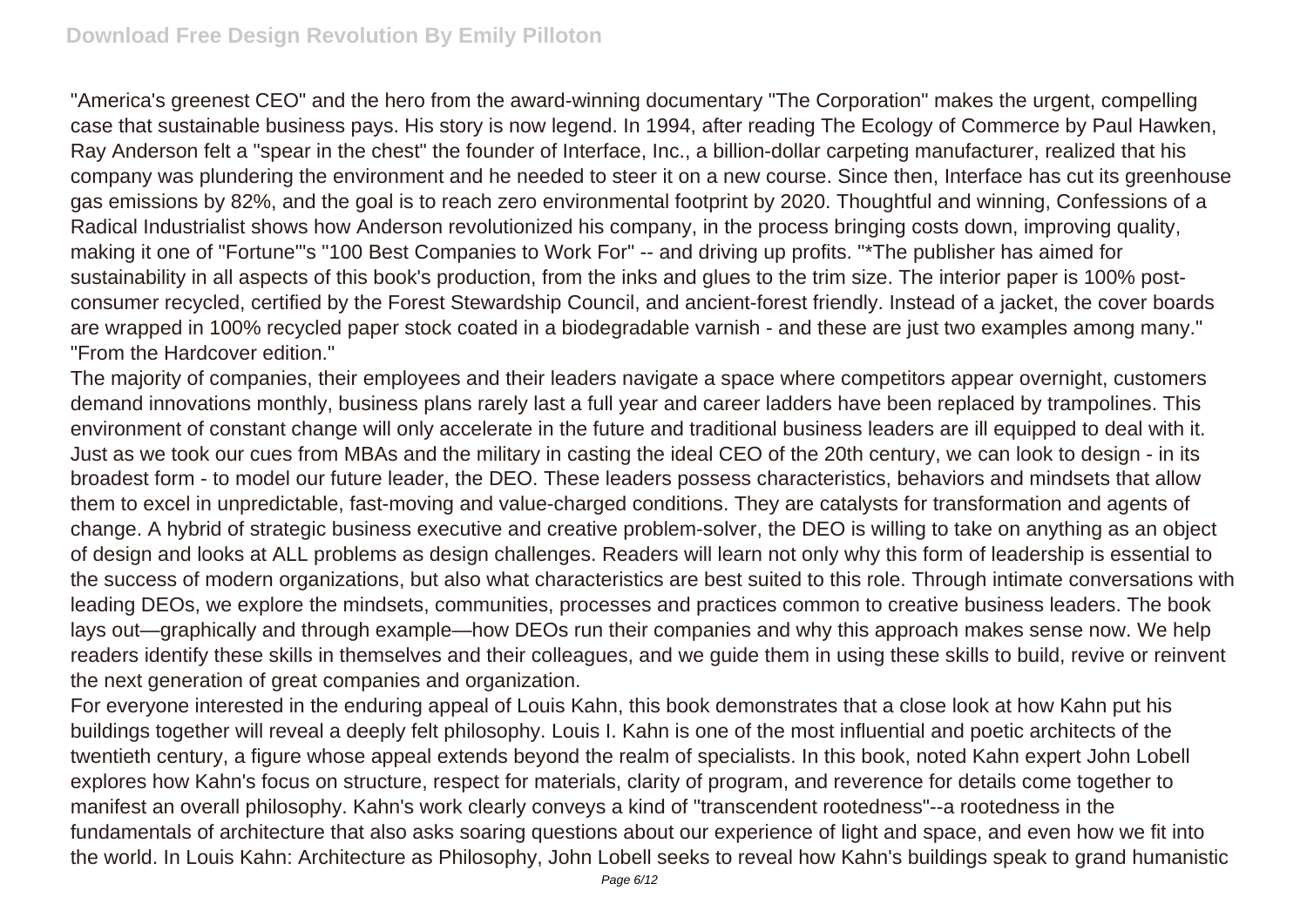"America's greenest CEO" and the hero from the award-winning documentary "The Corporation" makes the urgent, compelling case that sustainable business pays. His story is now legend. In 1994, after reading The Ecology of Commerce by Paul Hawken, Ray Anderson felt a "spear in the chest" the founder of Interface, Inc., a billion-dollar carpeting manufacturer, realized that his company was plundering the environment and he needed to steer it on a new course. Since then, Interface has cut its greenhouse gas emissions by 82%, and the goal is to reach zero environmental footprint by 2020. Thoughtful and winning, Confessions of a Radical Industrialist shows how Anderson revolutionized his company, in the process bringing costs down, improving quality, making it one of "Fortune"'s "100 Best Companies to Work For" -- and driving up profits. "*The publisher has aimed for sustainability in all aspects of this book's production, from the inks and glues to the trim size. The interior paper is 100% post-consumer recycled, certified by the Forest Stewardship Council, and ancient-forest friendly. Instead of a jacket, the cover boards are wrapped in 100% recycled paper stock coated in a biodegradable varnish - and these are just two examples among many." "From the Hardcover edition."

The majority of companies, their employees and their leaders navigate a space where competitors appear overnight, customers demand innovations monthly, business plans rarely last a full year and career ladders have been replaced by trampolines. This environment of constant change will only accelerate in the future and traditional business leaders are ill equipped to deal with it. Just as we took our cues from MBAs and the military in casting the ideal CEO of the 20th century, we can look to design - in its broadest form - to model our future leader, the DEO. These leaders possess characteristics, behaviors and mindsets that allow them to excel in unpredictable, fast-moving and value-charged conditions. They are catalysts for transformation and agents of change. A hybrid of strategic business executive and creative problem-solver, the DEO is willing to take on anything as an object of design and looks at ALL problems as design challenges. Readers will learn not only why this form of leadership is essential to the success of modern organizations, but also what characteristics are best suited to this role. Through intimate conversations with leading DEOs, we explore the mindsets, communities, processes and practices common to creative business leaders. The book lays out—graphically and through example—how DEOs run their companies and why this approach makes sense now. We help readers identify these skills in themselves and their colleagues, and we guide them in using these skills to build, revive or reinvent the next generation of great companies and organization.

For everyone interested in the enduring appeal of Louis Kahn, this book demonstrates that a close look at how Kahn put his buildings together will reveal a deeply felt philosophy. Louis I. Kahn is one of the most influential and poetic architects of the twentieth century, a figure whose appeal extends beyond the realm of specialists. In this book, noted Kahn expert John Lobell explores how Kahn's focus on structure, respect for materials, clarity of program, and reverence for details come together to manifest an overall philosophy. Kahn's work clearly conveys a kind of "transcendent rootedness"--a rootedness in the fundamentals of architecture that also asks soaring questions about our experience of light and space, and even how we fit into the world. In Louis Kahn: Architecture as Philosophy, John Lobell seeks to reveal how Kahn's buildings speak to grand humanistic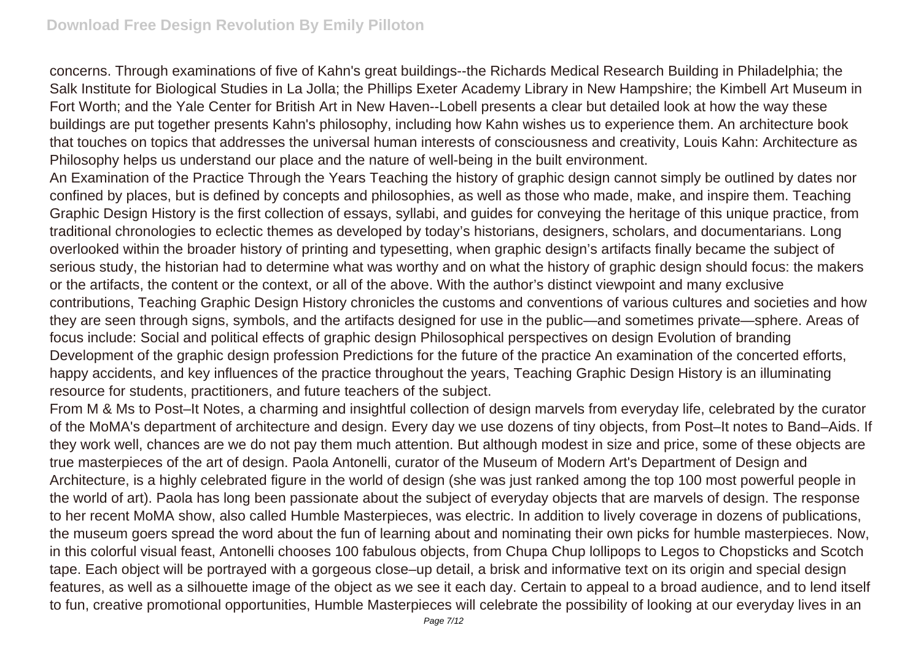concerns. Through examinations of five of Kahn's great buildings--the Richards Medical Research Building in Philadelphia; the Salk Institute for Biological Studies in La Jolla; the Phillips Exeter Academy Library in New Hampshire; the Kimbell Art Museum in Fort Worth; and the Yale Center for British Art in New Haven--Lobell presents a clear but detailed look at how the way these buildings are put together presents Kahn's philosophy, including how Kahn wishes us to experience them. An architecture book that touches on topics that addresses the universal human interests of consciousness and creativity, Louis Kahn: Architecture as Philosophy helps us understand our place and the nature of well-being in the built environment.

An Examination of the Practice Through the Years Teaching the history of graphic design cannot simply be outlined by dates nor confined by places, but is defined by concepts and philosophies, as well as those who made, make, and inspire them. Teaching Graphic Design History is the first collection of essays, syllabi, and guides for conveying the heritage of this unique practice, from traditional chronologies to eclectic themes as developed by today's historians, designers, scholars, and documentarians. Long overlooked within the broader history of printing and typesetting, when graphic design's artifacts finally became the subject of serious study, the historian had to determine what was worthy and on what the history of graphic design should focus: the makers or the artifacts, the content or the context, or all of the above. With the author's distinct viewpoint and many exclusive contributions, Teaching Graphic Design History chronicles the customs and conventions of various cultures and societies and how they are seen through signs, symbols, and the artifacts designed for use in the public—and sometimes private—sphere. Areas of focus include: Social and political effects of graphic design Philosophical perspectives on design Evolution of branding Development of the graphic design profession Predictions for the future of the practice An examination of the concerted efforts, happy accidents, and key influences of the practice throughout the years, Teaching Graphic Design History is an illuminating resource for students, practitioners, and future teachers of the subject.

From M & Ms to Post–It Notes, a charming and insightful collection of design marvels from everyday life, celebrated by the curator of the MoMA's department of architecture and design. Every day we use dozens of tiny objects, from Post–It notes to Band–Aids. If they work well, chances are we do not pay them much attention. But although modest in size and price, some of these objects are true masterpieces of the art of design. Paola Antonelli, curator of the Museum of Modern Art's Department of Design and Architecture, is a highly celebrated figure in the world of design (she was just ranked among the top 100 most powerful people in the world of art). Paola has long been passionate about the subject of everyday objects that are marvels of design. The response to her recent MoMA show, also called Humble Masterpieces, was electric. In addition to lively coverage in dozens of publications, the museum goers spread the word about the fun of learning about and nominating their own picks for humble masterpieces. Now, in this colorful visual feast, Antonelli chooses 100 fabulous objects, from Chupa Chup lollipops to Legos to Chopsticks and Scotch tape. Each object will be portrayed with a gorgeous close–up detail, a brisk and informative text on its origin and special design features, as well as a silhouette image of the object as we see it each day. Certain to appeal to a broad audience, and to lend itself to fun, creative promotional opportunities, Humble Masterpieces will celebrate the possibility of looking at our everyday lives in an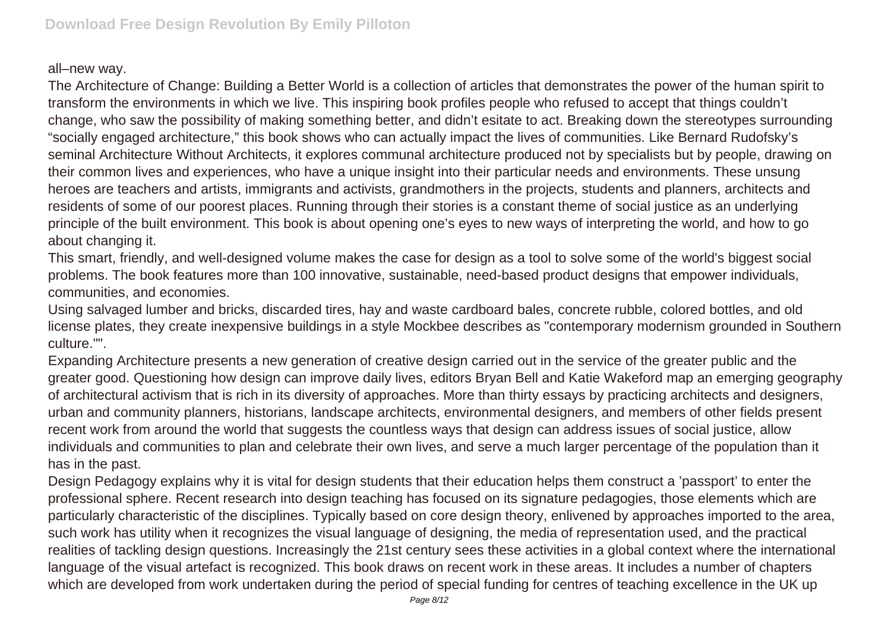all–new way.

The Architecture of Change: Building a Better World is a collection of articles that demonstrates the power of the human spirit to transform the environments in which we live. This inspiring book profiles people who refused to accept that things couldn't change, who saw the possibility of making something better, and didn't esitate to act. Breaking down the stereotypes surrounding "socially engaged architecture," this book shows who can actually impact the lives of communities. Like Bernard Rudofsky's seminal Architecture Without Architects, it explores communal architecture produced not by specialists but by people, drawing on their common lives and experiences, who have a unique insight into their particular needs and environments. These unsung heroes are teachers and artists, immigrants and activists, grandmothers in the projects, students and planners, architects and residents of some of our poorest places. Running through their stories is a constant theme of social justice as an underlying principle of the built environment. This book is about opening one's eyes to new ways of interpreting the world, and how to go about changing it.

This smart, friendly, and well-designed volume makes the case for design as a tool to solve some of the world's biggest social problems. The book features more than 100 innovative, sustainable, need-based product designs that empower individuals, communities, and economies.

Using salvaged lumber and bricks, discarded tires, hay and waste cardboard bales, concrete rubble, colored bottles, and old license plates, they create inexpensive buildings in a style Mockbee describes as "contemporary modernism grounded in Southern culture."".

Expanding Architecture presents a new generation of creative design carried out in the service of the greater public and the greater good. Questioning how design can improve daily lives, editors Bryan Bell and Katie Wakeford map an emerging geography of architectural activism that is rich in its diversity of approaches. More than thirty essays by practicing architects and designers, urban and community planners, historians, landscape architects, environmental designers, and members of other fields present recent work from around the world that suggests the countless ways that design can address issues of social justice, allow individuals and communities to plan and celebrate their own lives, and serve a much larger percentage of the population than it has in the past.

Design Pedagogy explains why it is vital for design students that their education helps them construct a 'passport' to enter the professional sphere. Recent research into design teaching has focused on its signature pedagogies, those elements which are particularly characteristic of the disciplines. Typically based on core design theory, enlivened by approaches imported to the area, such work has utility when it recognizes the visual language of designing, the media of representation used, and the practical realities of tackling design questions. Increasingly the 21st century sees these activities in a global context where the international language of the visual artefact is recognized. This book draws on recent work in these areas. It includes a number of chapters which are developed from work undertaken during the period of special funding for centres of teaching excellence in the UK up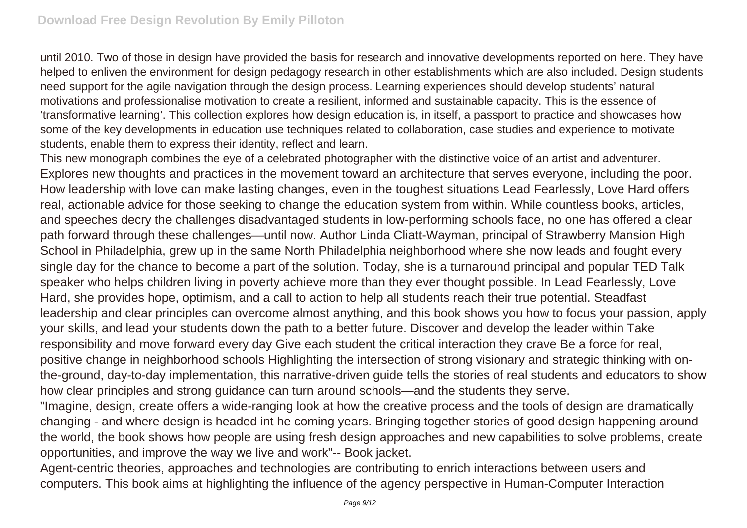until 2010. Two of those in design have provided the basis for research and innovative developments reported on here. They have helped to enliven the environment for design pedagogy research in other establishments which are also included. Design students need support for the agile navigation through the design process. Learning experiences should develop students' natural motivations and professionalise motivation to create a resilient, informed and sustainable capacity. This is the essence of 'transformative learning'. This collection explores how design education is, in itself, a passport to practice and showcases how some of the key developments in education use techniques related to collaboration, case studies and experience to motivate students, enable them to express their identity, reflect and learn.

This new monograph combines the eye of a celebrated photographer with the distinctive voice of an artist and adventurer.

Explores new thoughts and practices in the movement toward an architecture that serves everyone, including the poor.

How leadership with love can make lasting changes, even in the toughest situations Lead Fearlessly, Love Hard offers real, actionable advice for those seeking to change the education system from within. While countless books, articles, and speeches decry the challenges disadvantaged students in low-performing schools face, no one has offered a clear path forward through these challenges—until now. Author Linda Cliatt-Wayman, principal of Strawberry Mansion High School in Philadelphia, grew up in the same North Philadelphia neighborhood where she now leads and fought every single day for the chance to become a part of the solution. Today, she is a turnaround principal and popular TED Talk speaker who helps children living in poverty achieve more than they ever thought possible. In Lead Fearlessly, Love Hard, she provides hope, optimism, and a call to action to help all students reach their true potential. Steadfast leadership and clear principles can overcome almost anything, and this book shows you how to focus your passion, apply your skills, and lead your students down the path to a better future. Discover and develop the leader within Take responsibility and move forward every day Give each student the critical interaction they crave Be a force for real, positive change in neighborhood schools Highlighting the intersection of strong visionary and strategic thinking with on-the-ground, day-to-day implementation, this narrative-driven guide tells the stories of real students and educators to show how clear principles and strong guidance can turn around schools—and the students they serve.

"Imagine, design, create offers a wide-ranging look at how the creative process and the tools of design are dramatically changing - and where design is headed int he coming years. Bringing together stories of good design happening around the world, the book shows how people are using fresh design approaches and new capabilities to solve problems, create opportunities, and improve the way we live and work"-- Book jacket.

Agent-centric theories, approaches and technologies are contributing to enrich interactions between users and computers. This book aims at highlighting the influence of the agency perspective in Human-Computer Interaction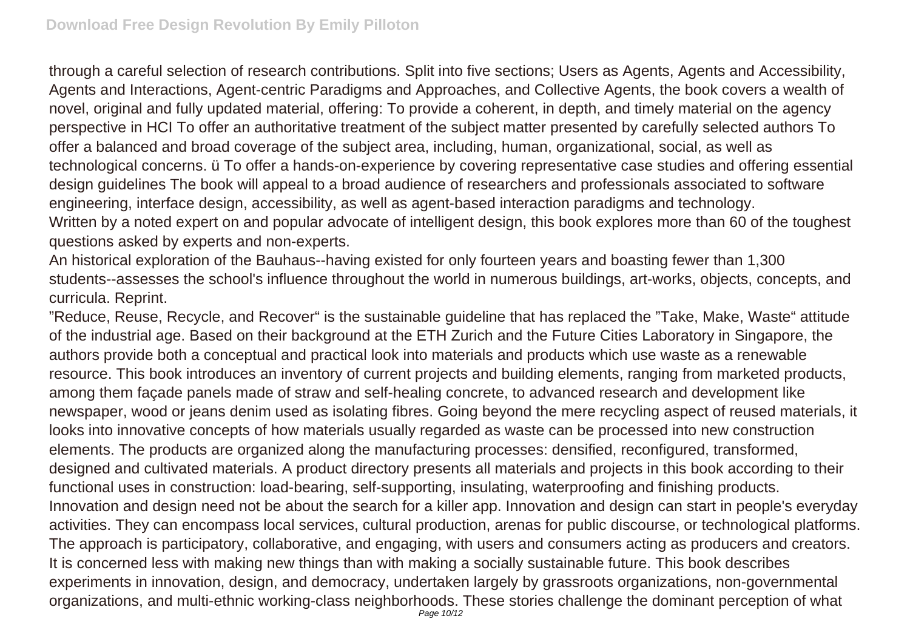through a careful selection of research contributions. Split into five sections; Users as Agents, Agents and Accessibility, Agents and Interactions, Agent-centric Paradigms and Approaches, and Collective Agents, the book covers a wealth of novel, original and fully updated material, offering: To provide a coherent, in depth, and timely material on the agency perspective in HCI To offer an authoritative treatment of the subject matter presented by carefully selected authors To offer a balanced and broad coverage of the subject area, including, human, organizational, social, as well as technological concerns. ü To offer a hands-on-experience by covering representative case studies and offering essential design guidelines The book will appeal to a broad audience of researchers and professionals associated to software engineering, interface design, accessibility, as well as agent-based interaction paradigms and technology.

Written by a noted expert on and popular advocate of intelligent design, this book explores more than 60 of the toughest questions asked by experts and non-experts.

An historical exploration of the Bauhaus--having existed for only fourteen years and boasting fewer than 1,300 students--assesses the school's influence throughout the world in numerous buildings, art-works, objects, concepts, and curricula. Reprint.

”Reduce, Reuse, Recycle, and Recover“ is the sustainable guideline that has replaced the ”Take, Make, Waste“ attitude of the industrial age. Based on their background at the ETH Zurich and the Future Cities Laboratory in Singapore, the authors provide both a conceptual and practical look into materials and products which use waste as a renewable resource. This book introduces an inventory of current projects and building elements, ranging from marketed products, among them façade panels made of straw and self-healing concrete, to advanced research and development like newspaper, wood or jeans denim used as isolating fibres. Going beyond the mere recycling aspect of reused materials, it looks into innovative concepts of how materials usually regarded as waste can be processed into new construction elements. The products are organized along the manufacturing processes: densified, reconfigured, transformed, designed and cultivated materials. A product directory presents all materials and projects in this book according to their functional uses in construction: load-bearing, self-supporting, insulating, waterproofing and finishing products.

Innovation and design need not be about the search for a killer app. Innovation and design can start in people's everyday activities. They can encompass local services, cultural production, arenas for public discourse, or technological platforms. The approach is participatory, collaborative, and engaging, with users and consumers acting as producers and creators. It is concerned less with making new things than with making a socially sustainable future. This book describes experiments in innovation, design, and democracy, undertaken largely by grassroots organizations, non-governmental organizations, and multi-ethnic working-class neighborhoods. These stories challenge the dominant perception of what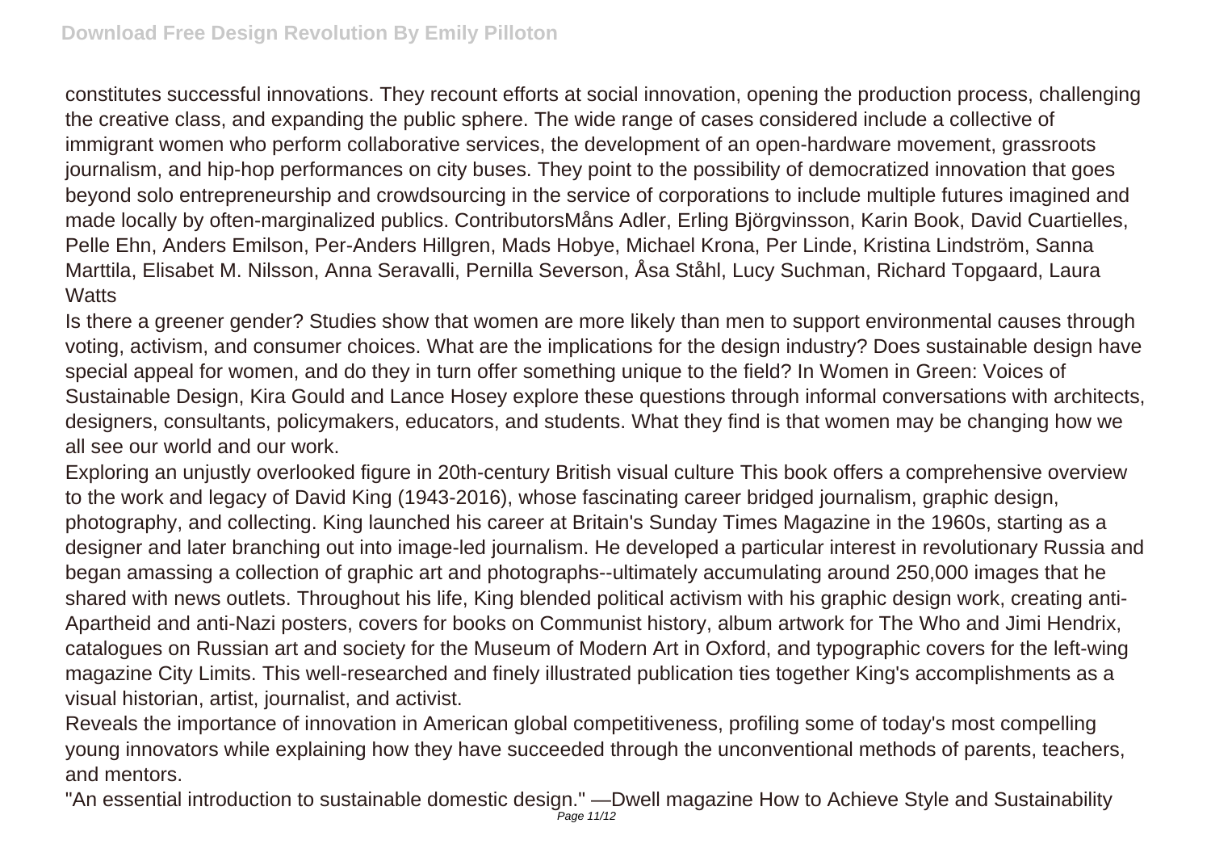constitutes successful innovations. They recount efforts at social innovation, opening the production process, challenging the creative class, and expanding the public sphere. The wide range of cases considered include a collective of immigrant women who perform collaborative services, the development of an open-hardware movement, grassroots journalism, and hip-hop performances on city buses. They point to the possibility of democratized innovation that goes beyond solo entrepreneurship and crowdsourcing in the service of corporations to include multiple futures imagined and made locally by often-marginalized publics. ContributorsMåns Adler, Erling Björgvinsson, Karin Book, David Cuartielles, Pelle Ehn, Anders Emilson, Per-Anders Hillgren, Mads Hobye, Michael Krona, Per Linde, Kristina Lindström, Sanna Marttila, Elisabet M. Nilsson, Anna Seravalli, Pernilla Severson, Åsa Ståhl, Lucy Suchman, Richard Topgaard, Laura Watts

Is there a greener gender? Studies show that women are more likely than men to support environmental causes through voting, activism, and consumer choices. What are the implications for the design industry? Does sustainable design have special appeal for women, and do they in turn offer something unique to the field? In Women in Green: Voices of Sustainable Design, Kira Gould and Lance Hosey explore these questions through informal conversations with architects, designers, consultants, policymakers, educators, and students. What they find is that women may be changing how we all see our world and our work.

Exploring an unjustly overlooked figure in 20th-century British visual culture This book offers a comprehensive overview to the work and legacy of David King (1943-2016), whose fascinating career bridged journalism, graphic design, photography, and collecting. King launched his career at Britain's Sunday Times Magazine in the 1960s, starting as a designer and later branching out into image-led journalism. He developed a particular interest in revolutionary Russia and began amassing a collection of graphic art and photographs--ultimately accumulating around 250,000 images that he shared with news outlets. Throughout his life, King blended political activism with his graphic design work, creating anti-Apartheid and anti-Nazi posters, covers for books on Communist history, album artwork for The Who and Jimi Hendrix, catalogues on Russian art and society for the Museum of Modern Art in Oxford, and typographic covers for the left-wing magazine City Limits. This well-researched and finely illustrated publication ties together King's accomplishments as a visual historian, artist, journalist, and activist.

Reveals the importance of innovation in American global competitiveness, profiling some of today's most compelling young innovators while explaining how they have succeeded through the unconventional methods of parents, teachers, and mentors.

"An essential introduction to sustainable domestic design." —Dwell magazine How to Achieve Style and Sustainability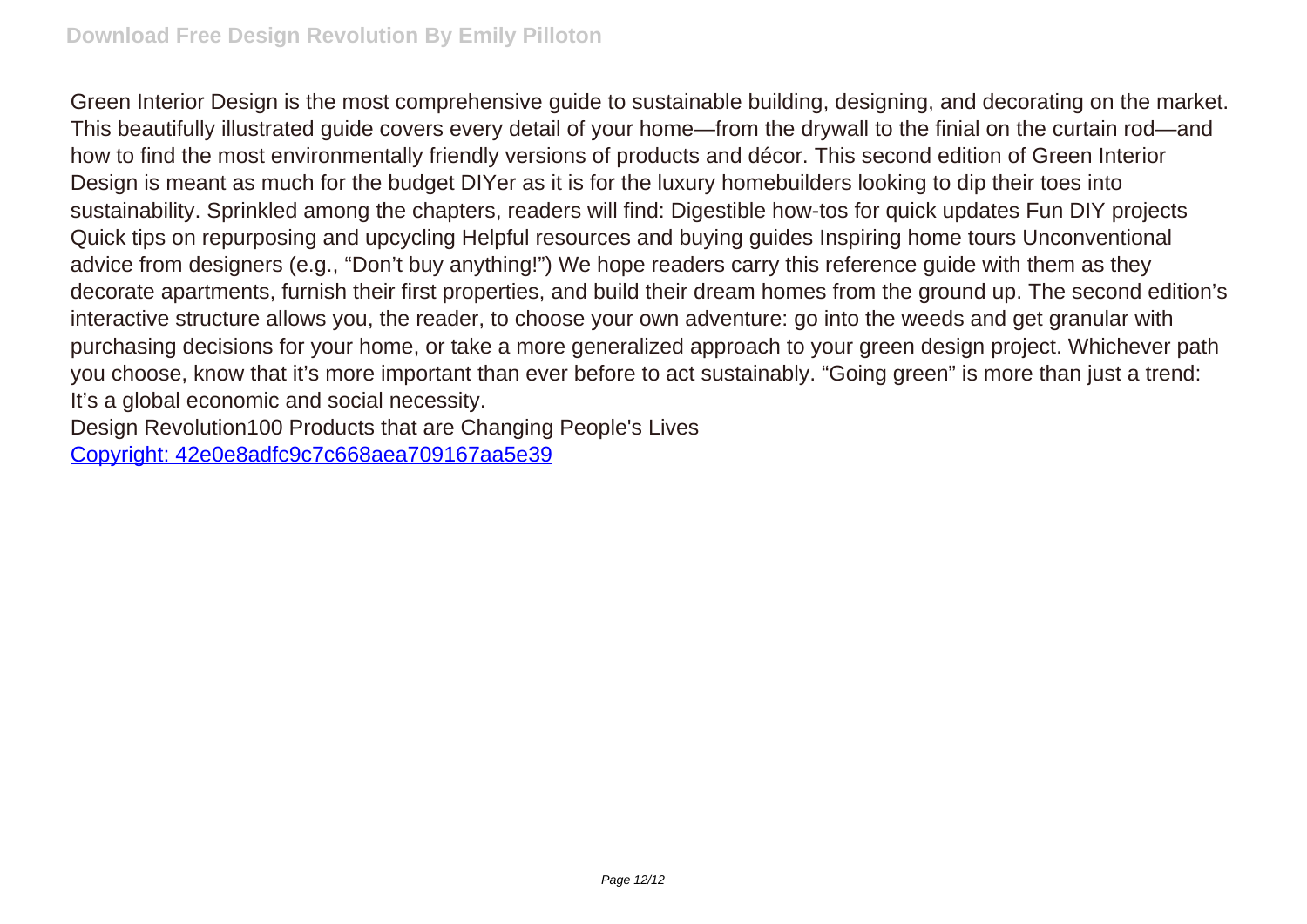Green Interior Design is the most comprehensive guide to sustainable building, designing, and decorating on the market. This beautifully illustrated guide covers every detail of your home—from the drywall to the finial on the curtain rod—and how to find the most environmentally friendly versions of products and décor. This second edition of Green Interior Design is meant as much for the budget DIYer as it is for the luxury homebuilders looking to dip their toes into sustainability. Sprinkled among the chapters, readers will find: Digestible how-tos for quick updates Fun DIY projects Quick tips on repurposing and upcycling Helpful resources and buying guides Inspiring home tours Unconventional advice from designers (e.g., "Don't buy anything!") We hope readers carry this reference guide with them as they decorate apartments, furnish their first properties, and build their dream homes from the ground up. The second edition's interactive structure allows you, the reader, to choose your own adventure: go into the weeds and get granular with purchasing decisions for your home, or take a more generalized approach to your green design project. Whichever path you choose, know that it's more important than ever before to act sustainably. "Going green" is more than just a trend: It's a global economic and social necessity.

Design Revolution100 Products that are Changing People's Lives

Copyright: 42e0e8adfc9c7c668aea709167aa5e39